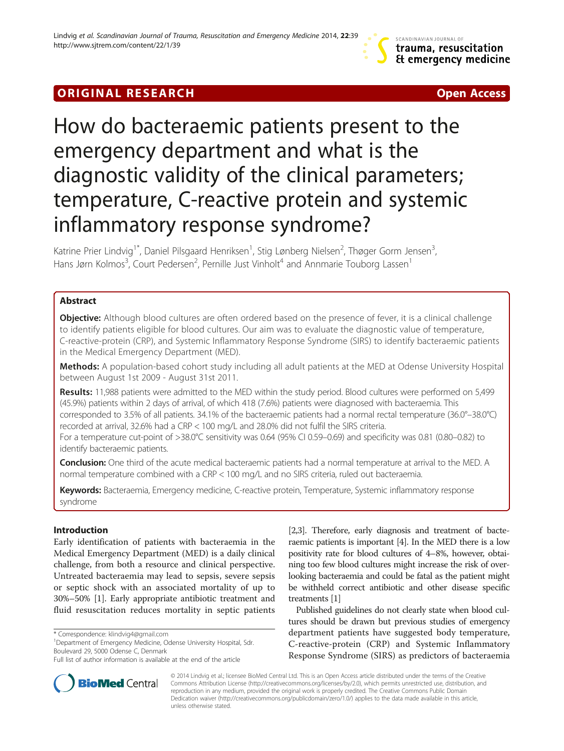ORIGINAL RESEARCH Open Access

# How do bacteraemic patients present to the emergency department and what is the diagnostic validity of the clinical parameters; temperature, C-reactive protein and systemic inflammatory response syndrome?

Katrine Prier Lindvig[1*], Daniel Pilsgaard Henriksen[1], Stig Lønberg Nielsen[2], Thøger Gorm Jensen[3], Hans Jørn Kolmos[3], Court Pedersen[2], Pernille Just Vinholt[4] and Annmarie Touborg Lassen[1]

## Abstract

**Objective:** Although blood cultures are often ordered based on the presence of fever, it is a clinical challenge to identify patients eligible for blood cultures. Our aim was to evaluate the diagnostic value of temperature, C-reactive-protein (CRP), and Systemic Inflammatory Response Syndrome (SIRS) to identify bacteraemic patients in the Medical Emergency Department (MED).

**Methods:** A population-based cohort study including all adult patients at the MED at Odense University Hospital between August 1st 2009 - August 31st 2011.

**Results:** 11,988 patients were admitted to the MED within the study period. Blood cultures were performed on 5,499 (45.9%) patients within 2 days of arrival, of which 418 (7.6%) patients were diagnosed with bacteraemia. This corresponded to 3.5% of all patients. 34.1% of the bacteraemic patients had a normal rectal temperature (36.0°–38.0°C) recorded at arrival, 32.6% had a CRP < 100 mg/L and 28.0% did not fulfil the SIRS criteria.

For a temperature cut-point of >38.0°C sensitivity was 0.64 (95% CI 0.59–0.69) and specificity was 0.81 (0.80–0.82) to identify bacteraemic patients.

**Conclusion:** One third of the acute medical bacteraemic patients had a normal temperature at arrival to the MED. A normal temperature combined with a CRP < 100 mg/L and no SIRS criteria, ruled out bacteraemia.

**Keywords:** Bacteraemia, Emergency medicine, C-reactive protein, Temperature, Systemic inflammatory response syndrome

## Introduction

Early identification of patients with bacteraemia in the Medical Emergency Department (MED) is a daily clinical challenge, from both a resource and clinical perspective. Untreated bacteraemia may lead to sepsis, severe sepsis or septic shock with an associated mortality of up to 30%–50% [1]. Early appropriate antibiotic treatment and fluid resuscitation reduces mortality in septic patients [2,3]. Therefore, early diagnosis and treatment of bacteraemic patients is important [4]. In the MED there is a low positivity rate for blood cultures of 4–8%, however, obtaining too few blood cultures might increase the risk of overlooking bacteraemia and could be fatal as the patient might be withheld correct antibiotic and other disease specific treatments [1]

Published guidelines do not clearly state when blood cultures should be drawn but previous studies of emergency department patients have suggested body temperature, C-reactive-protein (CRP) and Systemic Inflammatory Response Syndrome (SIRS) as predictors of bacteraemia

\* Correspondence: klindvig4@gmail.com
[1]Department of Emergency Medicine, Odense University Hospital, Sdr. Boulevard 29, 5000 Odense C, Denmark
Full list of author information is available at the end of the article

© 2014 Lindvig et al.; licensee BioMed Central Ltd. This is an Open Access article distributed under the terms of the Creative Commons Attribution License (http://creativecommons.org/licenses/by/2.0), which permits unrestricted use, distribution, and reproduction in any medium, provided the original work is properly credited. The Creative Commons Public Domain Dedication waiver (http://creativecommons.org/publicdomain/zero/1.0/) applies to the data made available in this article, unless otherwise stated.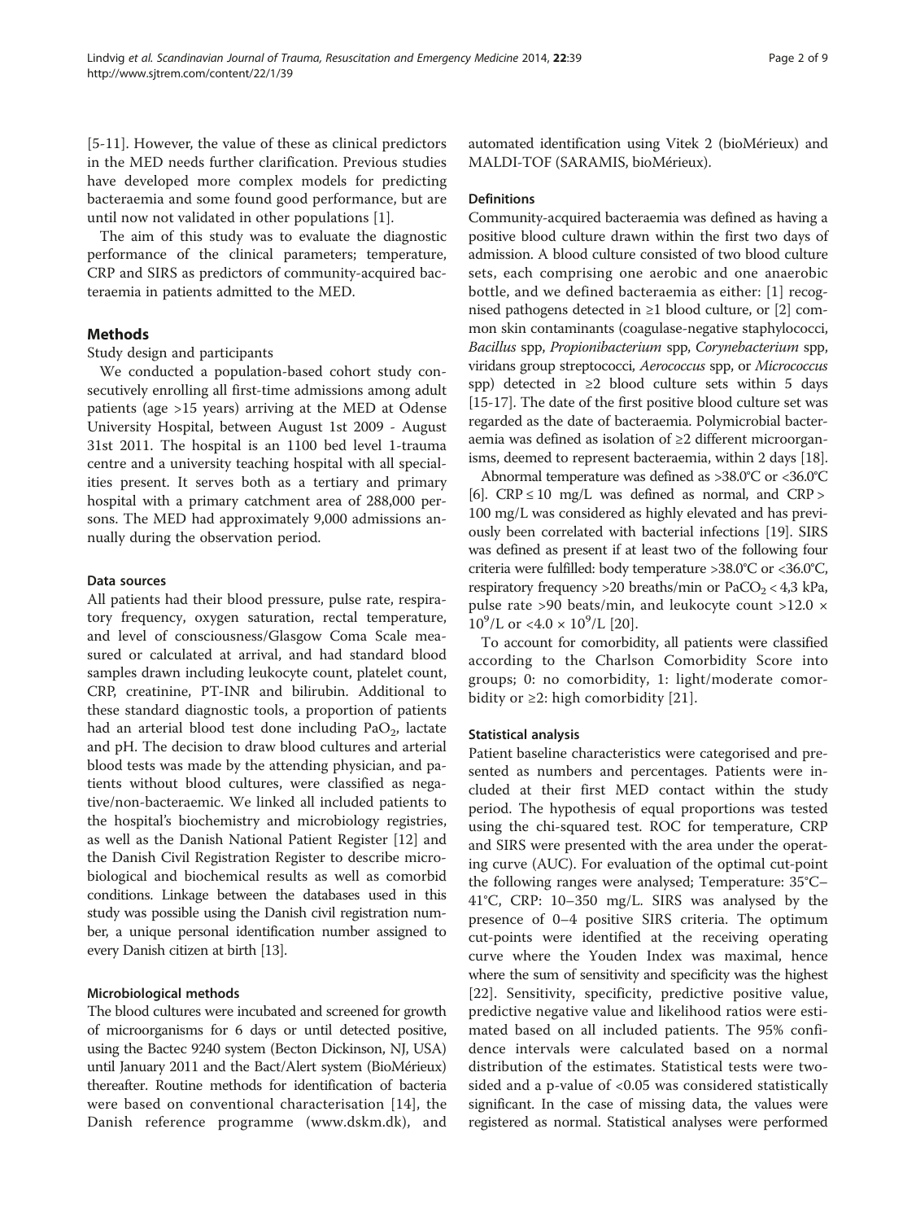[5-11]. However, the value of these as clinical predictors in the MED needs further clarification. Previous studies have developed more complex models for predicting bacteraemia and some found good performance, but are until now not validated in other populations [1].

The aim of this study was to evaluate the diagnostic performance of the clinical parameters; temperature, CRP and SIRS as predictors of community-acquired bacteraemia in patients admitted to the MED.

## Methods

Study design and participants

We conducted a population-based cohort study consecutively enrolling all first-time admissions among adult patients (age >15 years) arriving at the MED at Odense University Hospital, between August 1st 2009 - August 31st 2011. The hospital is an 1100 bed level 1-trauma centre and a university teaching hospital with all specialities present. It serves both as a tertiary and primary hospital with a primary catchment area of 288,000 persons. The MED had approximately 9,000 admissions annually during the observation period.

### Data sources

All patients had their blood pressure, pulse rate, respiratory frequency, oxygen saturation, rectal temperature, and level of consciousness/Glasgow Coma Scale measured or calculated at arrival, and had standard blood samples drawn including leukocyte count, platelet count, CRP, creatinine, PT-INR and bilirubin. Additional to these standard diagnostic tools, a proportion of patients had an arterial blood test done including $PaO_2$, lactate and pH. The decision to draw blood cultures and arterial blood tests was made by the attending physician, and patients without blood cultures, were classified as negative/non-bacteraemic. We linked all included patients to the hospital's biochemistry and microbiology registries, as well as the Danish National Patient Register [12] and the Danish Civil Registration Register to describe microbiological and biochemical results as well as comorbid conditions. Linkage between the databases used in this study was possible using the Danish civil registration number, a unique personal identification number assigned to every Danish citizen at birth [13].

### Microbiological methods

The blood cultures were incubated and screened for growth of microorganisms for 6 days or until detected positive, using the Bactec 9240 system (Becton Dickinson, NJ, USA) until January 2011 and the Bact/Alert system (BioMérieux) thereafter. Routine methods for identification of bacteria were based on conventional characterisation [14], the Danish reference programme (www.dskm.dk), and automated identification using Vitek 2 (bioMérieux) and MALDI-TOF (SARAMIS, bioMérieux).

### Definitions

Community-acquired bacteraemia was defined as having a positive blood culture drawn within the first two days of admission. A blood culture consisted of two blood culture sets, each comprising one aerobic and one anaerobic bottle, and we defined bacteraemia as either: [1] recognised pathogens detected in ≥1 blood culture, or [2] common skin contaminants (coagulase-negative staphylococci, *Bacillus* spp, *Propionibacterium* spp, *Corynebacterium* spp, viridans group streptococci, *Aerococcus* spp, or *Micrococcus* spp) detected in ≥2 blood culture sets within 5 days [15-17]. The date of the first positive blood culture set was regarded as the date of bacteraemia. Polymicrobial bacteraemia was defined as isolation of ≥2 different microorganisms, deemed to represent bacteraemia, within 2 days [18].

Abnormal temperature was defined as >38.0°C or <36.0°C [6]. CRP ≤ 10 mg/L was defined as normal, and CRP > 100 mg/L was considered as highly elevated and has previously been correlated with bacterial infections [19]. SIRS was defined as present if at least two of the following four criteria were fulfilled: body temperature >38.0°C or <36.0°C, respiratory frequency >20 breaths/min or $PaCO_2$ < 4,3 kPa, pulse rate >90 beats/min, and leukocyte count >12.0 × $10^9$/L or <4.0 × $10^9$/L [20].

To account for comorbidity, all patients were classified according to the Charlson Comorbidity Score into groups; 0: no comorbidity, 1: light/moderate comorbidity or ≥2: high comorbidity [21].

### Statistical analysis

Patient baseline characteristics were categorised and presented as numbers and percentages. Patients were included at their first MED contact within the study period. The hypothesis of equal proportions was tested using the chi-squared test. ROC for temperature, CRP and SIRS were presented with the area under the operating curve (AUC). For evaluation of the optimal cut-point the following ranges were analysed; Temperature: 35°C–41°C, CRP: 10–350 mg/L. SIRS was analysed by the presence of 0–4 positive SIRS criteria. The optimum cut-points were identified at the receiving operating curve where the Youden Index was maximal, hence where the sum of sensitivity and specificity was the highest [22]. Sensitivity, specificity, predictive positive value, predictive negative value and likelihood ratios were estimated based on all included patients. The 95% confidence intervals were calculated based on a normal distribution of the estimates. Statistical tests were two-sided and a p-value of <0.05 was considered statistically significant. In the case of missing data, the values were registered as normal. Statistical analyses were performed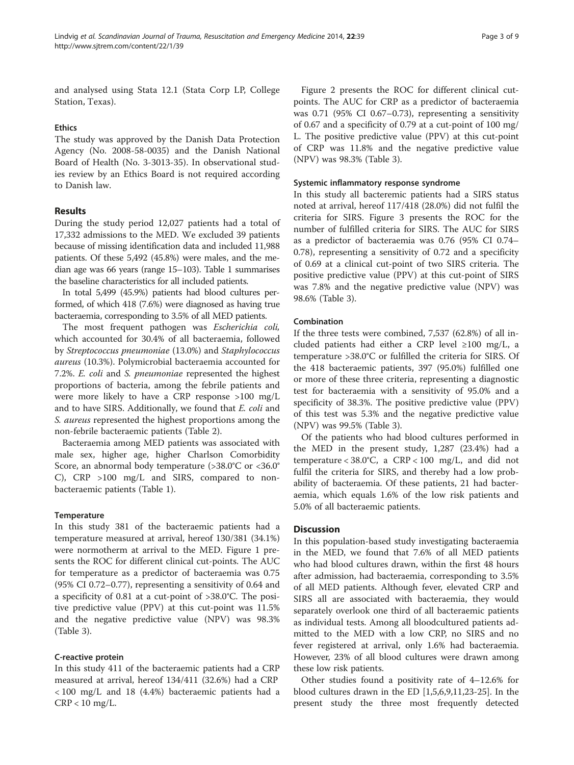and analysed using Stata 12.1 (Stata Corp LP, College Station, Texas).

### Ethics

The study was approved by the Danish Data Protection Agency (No. 2008-58-0035) and the Danish National Board of Health (No. 3-3013-35). In observational studies review by an Ethics Board is not required according to Danish law.

## Results

During the study period 12,027 patients had a total of 17,332 admissions to the MED. We excluded 39 patients because of missing identification data and included 11,988 patients. Of these 5,492 (45.8%) were males, and the median age was 66 years (range 15–103). Table 1 summarises the baseline characteristics for all included patients.

In total 5,499 (45.9%) patients had blood cultures performed, of which 418 (7.6%) were diagnosed as having true bacteraemia, corresponding to 3.5% of all MED patients.

The most frequent pathogen was *Escherichia coli*, which accounted for 30.4% of all bacteraemia, followed by *Streptococcus pneumoniae* (13.0%) and *Staphylococcus aureus* (10.3%). Polymicrobial bacteraemia accounted for 7.2%. *E. coli* and *S. pneumoniae* represented the highest proportions of bacteria, among the febrile patients and were more likely to have a CRP response >100 mg/L and to have SIRS. Additionally, we found that *E. coli* and *S. aureus* represented the highest proportions among the non-febrile bacteraemic patients (Table 2).

Bacteraemia among MED patients was associated with male sex, higher age, higher Charlson Comorbidity Score, an abnormal body temperature (>38.0°C or <36.0°C), CRP >100 mg/L and SIRS, compared to non-bacteraemic patients (Table 1).

### Temperature

In this study 381 of the bacteraemic patients had a temperature measured at arrival, hereof 130/381 (34.1%) were normotherm at arrival to the MED. Figure 1 presents the ROC for different clinical cut-points. The AUC for temperature as a predictor of bacteraemia was 0.75 (95% CI 0.72–0.77), representing a sensitivity of 0.64 and a specificity of 0.81 at a cut-point of >38.0°C. The positive predictive value (PPV) at this cut-point was 11.5% and the negative predictive value (NPV) was 98.3% (Table 3).

### C-reactive protein

In this study 411 of the bacteraemic patients had a CRP measured at arrival, hereof 134/411 (32.6%) had a CRP < 100 mg/L and 18 (4.4%) bacteraemic patients had a CRP < 10 mg/L.

Figure 2 presents the ROC for different clinical cut-points. The AUC for CRP as a predictor of bacteraemia was 0.71 (95% CI 0.67–0.73), representing a sensitivity of 0.67 and a specificity of 0.79 at a cut-point of 100 mg/L. The positive predictive value (PPV) at this cut-point of CRP was 11.8% and the negative predictive value (NPV) was 98.3% (Table 3).

### Systemic inflammatory response syndrome

In this study all bacteremic patients had a SIRS status noted at arrival, hereof 117/418 (28.0%) did not fulfil the criteria for SIRS. Figure 3 presents the ROC for the number of fulfilled criteria for SIRS. The AUC for SIRS as a predictor of bacteraemia was 0.76 (95% CI 0.74–0.78), representing a sensitivity of 0.72 and a specificity of 0.69 at a clinical cut-point of two SIRS criteria. The positive predictive value (PPV) at this cut-point of SIRS was 7.8% and the negative predictive value (NPV) was 98.6% (Table 3).

### Combination

If the three tests were combined, 7,537 (62.8%) of all included patients had either a CRP level ≥100 mg/L, a temperature >38.0°C or fulfilled the criteria for SIRS. Of the 418 bacteraemic patients, 397 (95.0%) fulfilled one or more of these three criteria, representing a diagnostic test for bacteraemia with a sensitivity of 95.0% and a specificity of 38.3%. The positive predictive value (PPV) of this test was 5.3% and the negative predictive value (NPV) was 99.5% (Table 3).

Of the patients who had blood cultures performed in the MED in the present study, 1,287 (23.4%) had a temperature < 38.0°C, a CRP < 100 mg/L, and did not fulfil the criteria for SIRS, and thereby had a low probability of bacteraemia. Of these patients, 21 had bacteraemia, which equals 1.6% of the low risk patients and 5.0% of all bacteraemic patients.

## Discussion

In this population-based study investigating bacteraemia in the MED, we found that 7.6% of all MED patients who had blood cultures drawn, within the first 48 hours after admission, had bacteraemia, corresponding to 3.5% of all MED patients. Although fever, elevated CRP and SIRS all are associated with bacteraemia, they would separately overlook one third of all bacteraemic patients as individual tests. Among all bloodcultured patients admitted to the MED with a low CRP, no SIRS and no fever registered at arrival, only 1.6% had bacteraemia. However, 23% of all blood cultures were drawn among these low risk patients.

Other studies found a positivity rate of 4–12.6% for blood cultures drawn in the ED [1,5,6,9,11,23-25]. In the present study the three most frequently detected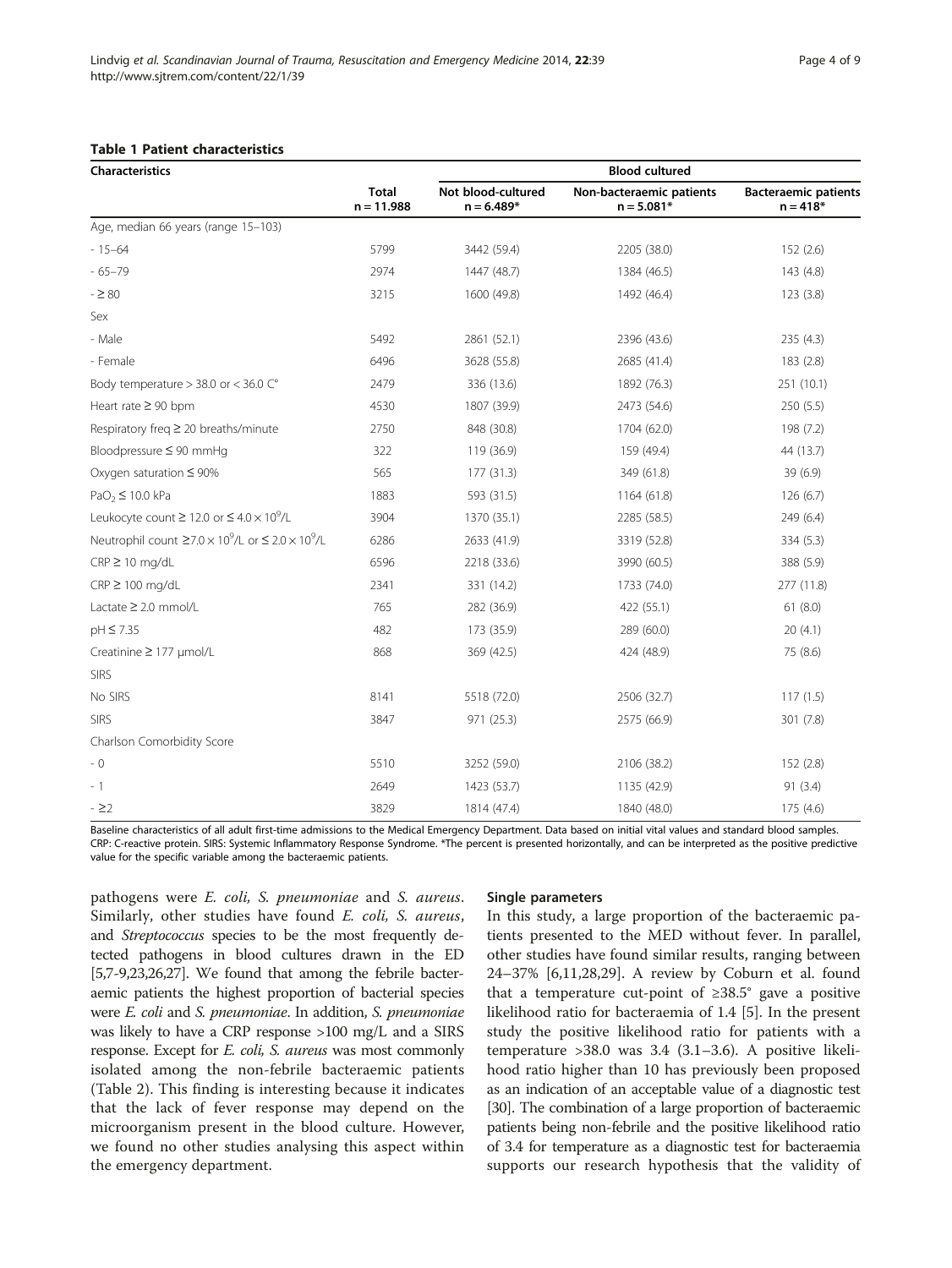**Table 1 Patient characteristics**

| Characteristics | Total n = 11.988 | Blood cultured | | |
|---|---|---|---|---|
| | | Not blood-cultured n = 6.489* | Non-bacteraemic patients n = 5.081* | Bacteraemic patients n = 418* |
| Age, median 66 years (range 15–103) | | | | |
| - 15–64 | 5799 | 3442 (59.4) | 2205 (38.0) | 152 (2.6) |
| - 65–79 | 2974 | 1447 (48.7) | 1384 (46.5) | 143 (4.8) |
| - ≥ 80 | 3215 | 1600 (49.8) | 1492 (46.4) | 123 (3.8) |
| Sex | | | | |
| - Male | 5492 | 2861 (52.1) | 2396 (43.6) | 235 (4.3) |
| - Female | 6496 | 3628 (55.8) | 2685 (41.4) | 183 (2.8) |
| Body temperature > 38.0 or < 36.0 C° | 2479 | 336 (13.6) | 1892 (76.3) | 251 (10.1) |
| Heart rate ≥ 90 bpm | 4530 | 1807 (39.9) | 2473 (54.6) | 250 (5.5) |
| Respiratory freq ≥ 20 breaths/minute | 2750 | 848 (30.8) | 1704 (62.0) | 198 (7.2) |
| Bloodpressure ≤ 90 mmHg | 322 | 119 (36.9) | 159 (49.4) | 44 (13.7) |
| Oxygen saturation ≤ 90% | 565 | 177 (31.3) | 349 (61.8) | 39 (6.9) |
| $PaO_2$ ≤ 10.0 kPa | 1883 | 593 (31.5) | 1164 (61.8) | 126 (6.7) |
| Leukocyte count ≥ 12.0 or ≤ 4.0 × $10^9$/L | 3904 | 1370 (35.1) | 2285 (58.5) | 249 (6.4) |
| Neutrophil count ≥7.0 × $10^9$/L or ≤ 2.0 × $10^9$/L | 6286 | 2633 (41.9) | 3319 (52.8) | 334 (5.3) |
| CRP ≥ 10 mg/dL | 6596 | 2218 (33.6) | 3990 (60.5) | 388 (5.9) |
| CRP ≥ 100 mg/dL | 2341 | 331 (14.2) | 1733 (74.0) | 277 (11.8) |
| Lactate ≥ 2.0 mmol/L | 765 | 282 (36.9) | 422 (55.1) | 61 (8.0) |
| pH ≤ 7.35 | 482 | 173 (35.9) | 289 (60.0) | 20 (4.1) |
| Creatinine ≥ 177 μmol/L | 868 | 369 (42.5) | 424 (48.9) | 75 (8.6) |
| SIRS | | | | |
| No SIRS | 8141 | 5518 (72.0) | 2506 (32.7) | 117 (1.5) |
| SIRS | 3847 | 971 (25.3) | 2575 (66.9) | 301 (7.8) |
| Charlson Comorbidity Score | | | | |
| - 0 | 5510 | 3252 (59.0) | 2106 (38.2) | 152 (2.8) |
| - 1 | 2649 | 1423 (53.7) | 1135 (42.9) | 91 (3.4) |
| - ≥2 | 3829 | 1814 (47.4) | 1840 (48.0) | 175 (4.6) |

Baseline characteristics of all adult first-time admissions to the Medical Emergency Department. Data based on initial vital values and standard blood samples. CRP: C-reactive protein. SIRS: Systemic Inflammatory Response Syndrome. *The percent is presented horizontally, and can be interpreted as the positive predictive value for the specific variable among the bacteraemic patients.

pathogens were *E. coli*, *S. pneumoniae* and *S. aureus*. Similarly, other studies have found *E. coli*, *S. aureus*, and *Streptococcus* species to be the most frequently detected pathogens in blood cultures drawn in the ED [5,7-9,23,26,27]. We found that among the febrile bacteraemic patients the highest proportion of bacterial species were *E. coli* and *S. pneumoniae*. In addition, *S. pneumoniae* was likely to have a CRP response >100 mg/L and a SIRS response. Except for *E. coli*, *S. aureus* was most commonly isolated among the non-febrile bacteraemic patients (Table 2). This finding is interesting because it indicates that the lack of fever response may depend on the microorganism present in the blood culture. However, we found no other studies analysing this aspect within the emergency department.

### Single parameters

In this study, a large proportion of the bacteraemic patients presented to the MED without fever. In parallel, other studies have found similar results, ranging between 24–37% [6,11,28,29]. A review by Coburn et al. found that a temperature cut-point of ≥38.5° gave a positive likelihood ratio for bacteraemia of 1.4 [5]. In the present study the positive likelihood ratio for patients with a temperature >38.0 was 3.4 (3.1–3.6). A positive likelihood ratio higher than 10 has previously been proposed as an indication of an acceptable value of a diagnostic test [30]. The combination of a large proportion of bacteraemic patients being non-febrile and the positive likelihood ratio of 3.4 for temperature as a diagnostic test for bacteraemia supports our research hypothesis that the validity of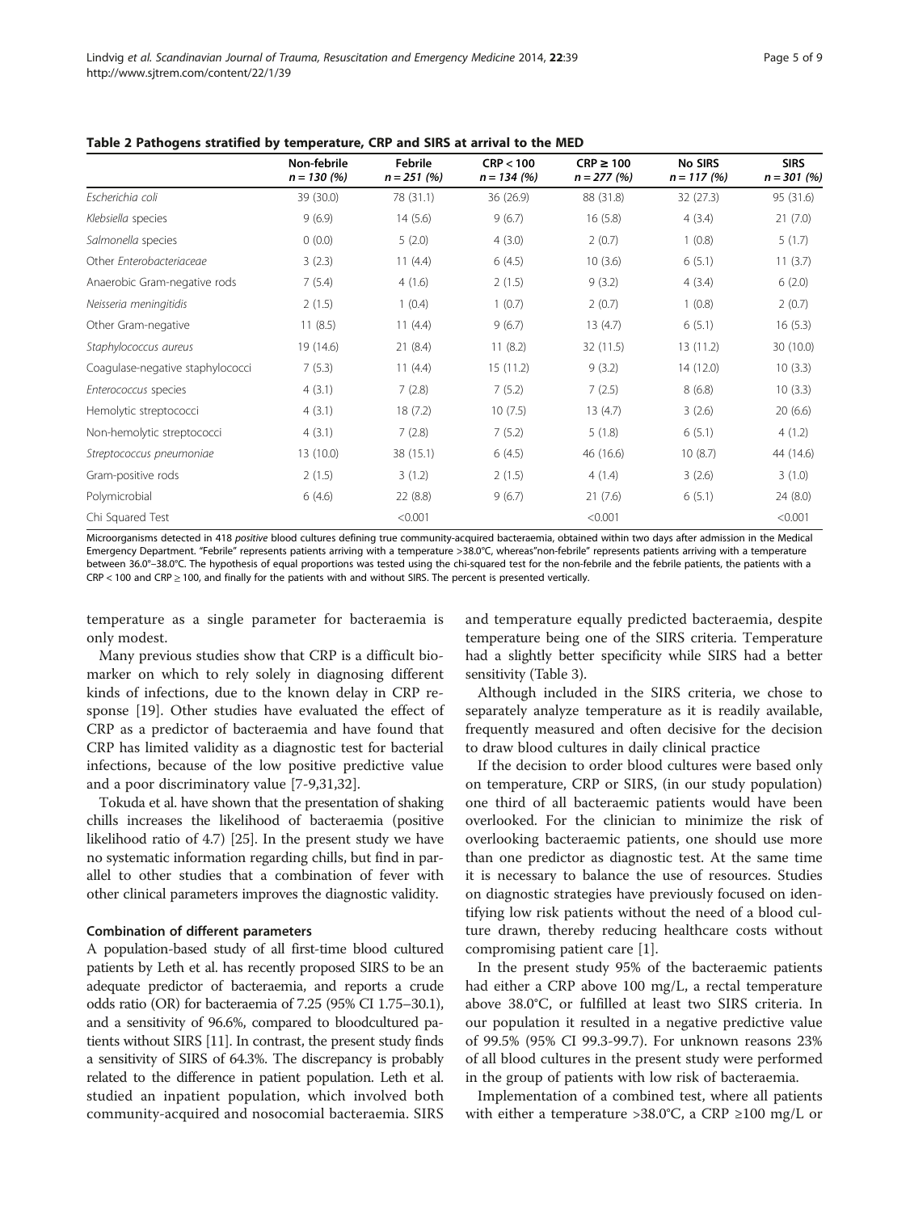**Table 2 Pathogens stratified by temperature, CRP and SIRS at arrival to the MED**

| | Non-febrile n = 130 (%) | Febrile n = 251 (%) | CRP < 100 n = 134 (%) | CRP ≥ 100 n = 277 (%) | No SIRS n = 117 (%) | SIRS n = 301 (%) |
|---|---|---|---|---|---|---|
| *Escherichia coli* | 39 (30.0) | 78 (31.1) | 36 (26.9) | 88 (31.8) | 32 (27.3) | 95 (31.6) |
| *Klebsiella* species | 9 (6.9) | 14 (5.6) | 9 (6.7) | 16 (5.8) | 4 (3.4) | 21 (7.0) |
| *Salmonella* species | 0 (0.0) | 5 (2.0) | 4 (3.0) | 2 (0.7) | 1 (0.8) | 5 (1.7) |
| Other *Enterobacteriaceae* | 3 (2.3) | 11 (4.4) | 6 (4.5) | 10 (3.6) | 6 (5.1) | 11 (3.7) |
| Anaerobic Gram-negative rods | 7 (5.4) | 4 (1.6) | 2 (1.5) | 9 (3.2) | 4 (3.4) | 6 (2.0) |
| *Neisseria meningitidis* | 2 (1.5) | 1 (0.4) | 1 (0.7) | 2 (0.7) | 1 (0.8) | 2 (0.7) |
| Other Gram-negative | 11 (8.5) | 11 (4.4) | 9 (6.7) | 13 (4.7) | 6 (5.1) | 16 (5.3) |
| *Staphylococcus aureus* | 19 (14.6) | 21 (8.4) | 11 (8.2) | 32 (11.5) | 13 (11.2) | 30 (10.0) |
| Coagulase-negative staphylococci | 7 (5.3) | 11 (4.4) | 15 (11.2) | 9 (3.2) | 14 (12.0) | 10 (3.3) |
| *Enterococcus* species | 4 (3.1) | 7 (2.8) | 7 (5.2) | 7 (2.5) | 8 (6.8) | 10 (3.3) |
| Hemolytic streptococci | 4 (3.1) | 18 (7.2) | 10 (7.5) | 13 (4.7) | 3 (2.6) | 20 (6.6) |
| Non-hemolytic streptococci | 4 (3.1) | 7 (2.8) | 7 (5.2) | 5 (1.8) | 6 (5.1) | 4 (1.2) |
| *Streptococcus pneumoniae* | 13 (10.0) | 38 (15.1) | 6 (4.5) | 46 (16.6) | 10 (8.7) | 44 (14.6) |
| Gram-positive rods | 2 (1.5) | 3 (1.2) | 2 (1.5) | 4 (1.4) | 3 (2.6) | 3 (1.0) |
| Polymicrobial | 6 (4.6) | 22 (8.8) | 9 (6.7) | 21 (7.6) | 6 (5.1) | 24 (8.0) |
| Chi Squared Test | | <0.001 | | <0.001 | | <0.001 |

Microorganisms detected in 418 *positive* blood cultures defining true community-acquired bacteraemia, obtained within two days after admission in the Medical Emergency Department. "Febrile" represents patients arriving with a temperature >38.0°C, whereas"non-febrile" represents patients arriving with a temperature between 36.0°–38.0°C. The hypothesis of equal proportions was tested using the chi-squared test for the non-febrile and the febrile patients, the patients with a CRP < 100 and CRP ≥ 100, and finally for the patients with and without SIRS. The percent is presented vertically.

temperature as a single parameter for bacteraemia is only modest.

Many previous studies show that CRP is a difficult biomarker on which to rely solely in diagnosing different kinds of infections, due to the known delay in CRP response [19]. Other studies have evaluated the effect of CRP as a predictor of bacteraemia and have found that CRP has limited validity as a diagnostic test for bacterial infections, because of the low positive predictive value and a poor discriminatory value [7-9,31,32].

Tokuda et al. have shown that the presentation of shaking chills increases the likelihood of bacteraemia (positive likelihood ratio of 4.7) [25]. In the present study we have no systematic information regarding chills, but find in parallel to other studies that a combination of fever with other clinical parameters improves the diagnostic validity.

#### Combination of different parameters

A population-based study of all first-time blood cultured patients by Leth et al. has recently proposed SIRS to be an adequate predictor of bacteraemia, and reports a crude odds ratio (OR) for bacteraemia of 7.25 (95% CI 1.75–30.1), and a sensitivity of 96.6%, compared to bloodcultured patients without SIRS [11]. In contrast, the present study finds a sensitivity of SIRS of 64.3%. The discrepancy is probably related to the difference in patient population. Leth et al. studied an inpatient population, which involved both community-acquired and nosocomial bacteraemia. SIRS and temperature equally predicted bacteraemia, despite temperature being one of the SIRS criteria. Temperature had a slightly better specificity while SIRS had a better sensitivity (Table 3).

Although included in the SIRS criteria, we chose to separately analyze temperature as it is readily available, frequently measured and often decisive for the decision to draw blood cultures in daily clinical practice

If the decision to order blood cultures were based only on temperature, CRP or SIRS, (in our study population) one third of all bacteraemic patients would have been overlooked. For the clinician to minimize the risk of overlooking bacteraemic patients, one should use more than one predictor as diagnostic test. At the same time it is necessary to balance the use of resources. Studies on diagnostic strategies have previously focused on identifying low risk patients without the need of a blood culture drawn, thereby reducing healthcare costs without compromising patient care [1].

In the present study 95% of the bacteraemic patients had either a CRP above 100 mg/L, a rectal temperature above 38.0°C, or fulfilled at least two SIRS criteria. In our population it resulted in a negative predictive value of 99.5% (95% CI 99.3-99.7). For unknown reasons 23% of all blood cultures in the present study were performed in the group of patients with low risk of bacteraemia.

Implementation of a combined test, where all patients with either a temperature >38.0°C, a CRP ≥100 mg/L or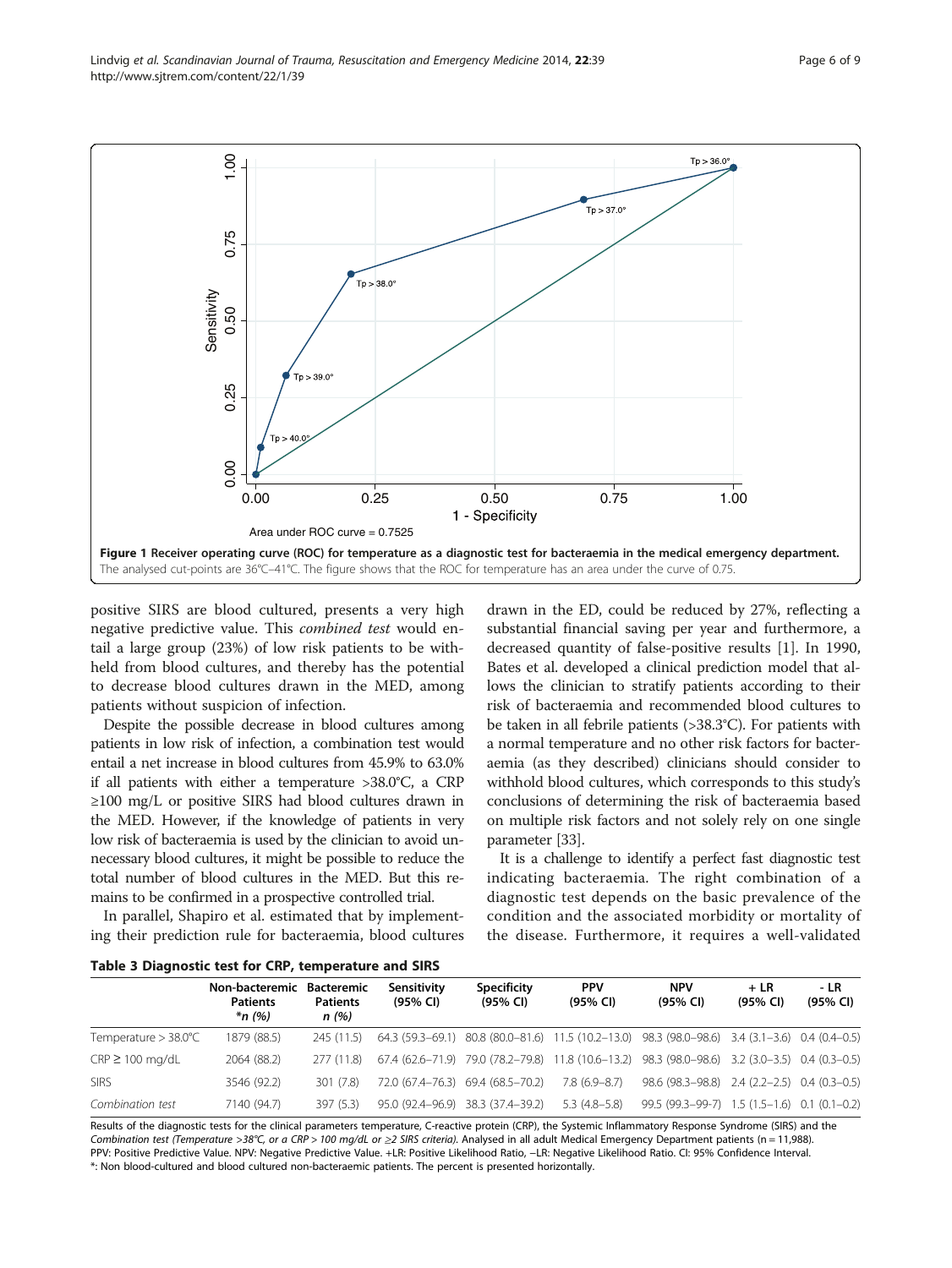**Figure 1 Receiver operating curve (ROC) for temperature as a diagnostic test for bacteraemia in the medical emergency department.** The analysed cut-points are 36°C–41°C. The figure shows that the ROC for temperature has an area under the curve of 0.75.

positive SIRS are blood cultured, presents a very high negative predictive value. This *combined test* would entail a large group (23%) of low risk patients to be withheld from blood cultures, and thereby has the potential to decrease blood cultures drawn in the MED, among patients without suspicion of infection.

Despite the possible decrease in blood cultures among patients in low risk of infection, a combination test would entail a net increase in blood cultures from 45.9% to 63.0% if all patients with either a temperature >38.0°C, a CRP ≥100 mg/L or positive SIRS had blood cultures drawn in the MED. However, if the knowledge of patients in very low risk of bacteraemia is used by the clinician to avoid unnecessary blood cultures, it might be possible to reduce the total number of blood cultures in the MED. But this remains to be confirmed in a prospective controlled trial.

In parallel, Shapiro et al. estimated that by implementing their prediction rule for bacteraemia, blood cultures drawn in the ED, could be reduced by 27%, reflecting a substantial financial saving per year and furthermore, a decreased quantity of false-positive results [1]. In 1990, Bates et al. developed a clinical prediction model that allows the clinician to stratify patients according to their risk of bacteraemia and recommended blood cultures to be taken in all febrile patients (>38.3°C). For patients with a normal temperature and no other risk factors for bacteraemia (as they described) clinicians should consider to withhold blood cultures, which corresponds to this study's conclusions of determining the risk of bacteraemia based on multiple risk factors and not solely rely on one single parameter [33].

It is a challenge to identify a perfect fast diagnostic test indicating bacteraemia. The right combination of a diagnostic test depends on the basic prevalence of the condition and the associated morbidity or mortality of the disease. Furthermore, it requires a well-validated

**Table 3 Diagnostic test for CRP, temperature and SIRS**

| | Non-bacteremic Patients *n (%) | Bacteremic Patients n (%) | Sensitivity (95% CI) | Specificity (95% CI) | PPV (95% CI) | NPV (95% CI) | + LR (95% CI) | - LR (95% CI) |
|---|---|---|---|---|---|---|---|---|
| Temperature > 38.0°C | 1879 (88.5) | 245 (11.5) | 64.3 (59.3–69.1) | 80.8 (80.0–81.6) | 11.5 (10.2–13.0) | 98.3 (98.0–98.6) | 3.4 (3.1–3.6) | 0.4 (0.4–0.5) |
| CRP ≥ 100 mg/dL | 2064 (88.2) | 277 (11.8) | 67.4 (62.6–71.9) | 79.0 (78.2–79.8) | 11.8 (10.6–13.2) | 98.3 (98.0–98.6) | 3.2 (3.0–3.5) | 0.4 (0.3–0.5) |
| SIRS | 3546 (92.2) | 301 (7.8) | 72.0 (67.4–76.3) | 69.4 (68.5–70.2) | 7.8 (6.9–8.7) | 98.6 (98.3–98.8) | 2.4 (2.2–2.5) | 0.4 (0.3–0.5) |
| *Combination test* | 7140 (94.7) | 397 (5.3) | 95.0 (92.4–96.9) | 38.3 (37.4–39.2) | 5.3 (4.8–5.8) | 99.5 (99.3–99-7) | 1.5 (1.5–1.6) | 0.1 (0.1–0.2) |

Results of the diagnostic tests for the clinical parameters temperature, C-reactive protein (CRP), the Systemic Inflammatory Response Syndrome (SIRS) and the *Combination test (Temperature >38°C, or a CRP > 100 mg/dL or ≥2 SIRS criteria)*. Analysed in all adult Medical Emergency Department patients (n = 11,988).
PPV: Positive Predictive Value. NPV: Negative Predictive Value. +LR: Positive Likelihood Ratio, –LR: Negative Likelihood Ratio. CI: 95% Confidence Interval.
*: Non blood-cultured and blood cultured non-bacteraemic patients. The percent is presented horizontally.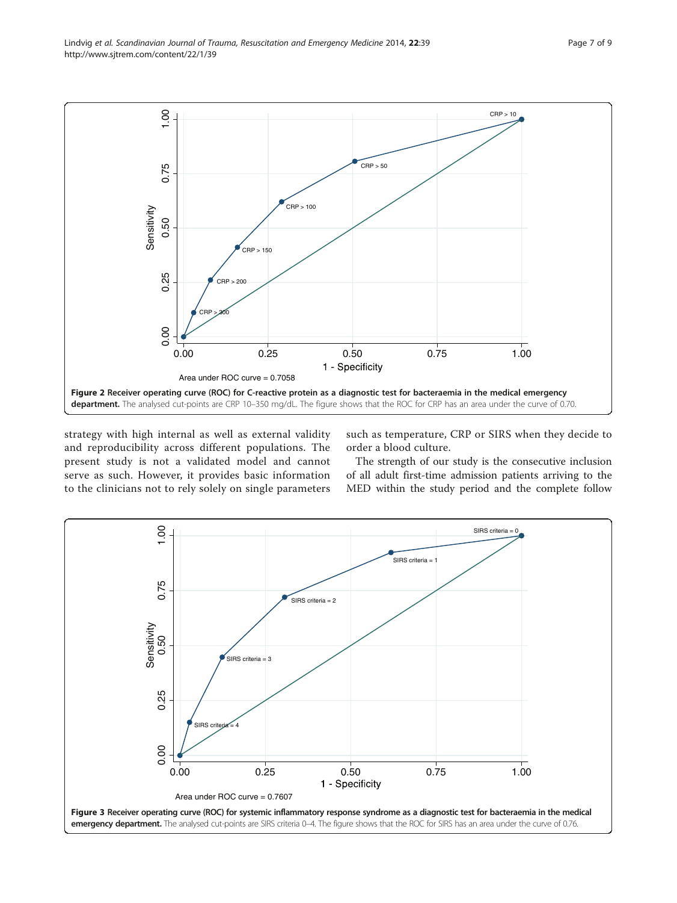Figure 2 Receiver operating curve (ROC) for C-reactive protein as a diagnostic test for bacteraemia in the medical emergency department. The analysed cut-points are CRP 10–350 mg/dL. The figure shows that the ROC for CRP has an area under the curve of 0.70.

strategy with high internal as well as external validity and reproducibility across different populations. The present study is not a validated model and cannot serve as such. However, it provides basic information to the clinicians not to rely solely on single parameters such as temperature, CRP or SIRS when they decide to order a blood culture.

The strength of our study is the consecutive inclusion of all adult first-time admission patients arriving to the MED within the study period and the complete follow

Figure 3 Receiver operating curve (ROC) for systemic inflammatory response syndrome as a diagnostic test for bacteraemia in the medical emergency department. The analysed cut-points are SIRS criteria 0–4. The figure shows that the ROC for SIRS has an area under the curve of 0.76.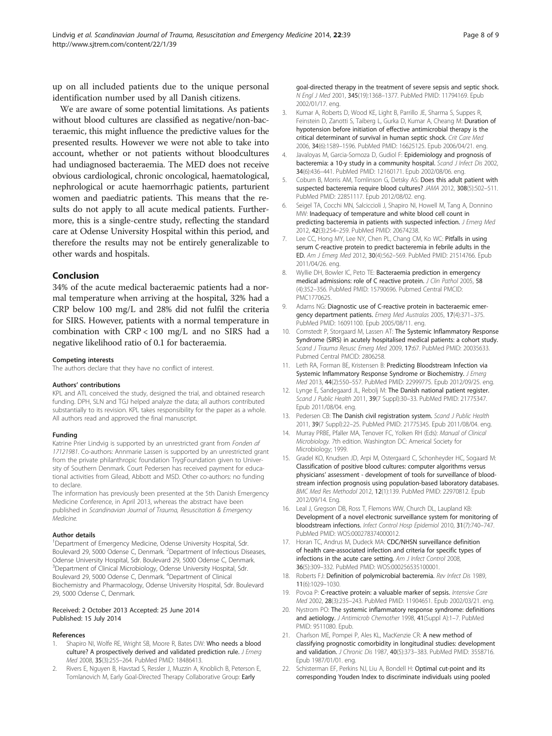up on all included patients due to the unique personal identification number used by all Danish citizens.

We are aware of some potential limitations. As patients without blood cultures are classified as negative/non-bacteraemic, this might influence the predictive values for the presented results. However we were not able to take into account, whether or not patients without bloodcultures had undiagnosed bacteraemia. The MED does not receive obvious cardiological, chronic oncological, haematological, nephrological or acute haemorrhagic patients, parturient women and paediatric patients. This means that the results do not apply to all acute medical patients. Furthermore, this is a single-centre study, reflecting the standard care at Odense University Hospital within this period, and therefore the results may not be entirely generalizable to other wards and hospitals.

## Conclusion

34% of the acute medical bacteraemic patients had a normal temperature when arriving at the hospital, 32% had a CRP below 100 mg/L and 28% did not fulfil the criteria for SIRS. However, patients with a normal temperature in combination with CRP < 100 mg/L and no SIRS had a negative likelihood ratio of 0.1 for bacteraemia.

#### Competing interests

The authors declare that they have no conflict of interest.

#### Authors' contributions

KPL and ATL conceived the study, designed the trial, and obtained research funding. DPH, SLN and TGJ helped analyze the data; all authors contributed substantially to its revision. KPL takes responsibility for the paper as a whole. All authors read and approved the final manuscript.

#### Funding

Katrine Prier Lindvig is supported by an unrestricted grant from *Fonden af 17121981*. Co-authors: Annmarie Lassen is supported by an unrestricted grant from the private philanthropic foundation TrygFoundation given to University of Southern Denmark. Court Pedersen has received payment for educational activities from Gilead, Abbott and MSD. Other co-authors: no funding to declare.

The information has previously been presented at the 5th Danish Emergency Medicine Conference, in April 2013, whereas the abstract have been published in *Scandinavian Journal of Trauma, Resuscitation & Emergency Medicine*.

#### Author details

[1]Department of Emergency Medicine, Odense University Hospital, Sdr. Boulevard 29, 5000 Odense C, Denmark. [2]Department of Infectious Diseases, Odense University Hospital, Sdr. Boulevard 29, 5000 Odense C, Denmark. [3]Department of Clinical Microbiology, Odense University Hospital, Sdr. Boulevard 29, 5000 Odense C, Denmark. [4]Department of Clinical Biochemistry and Pharmacology, Odense University Hospital, Sdr. Boulevard 29, 5000 Odense C, Denmark.

Received: 2 October 2013 Accepted: 25 June 2014
Published: 15 July 2014

#### References

1. Shapiro NI, Wolfe RE, Wright SB, Moore R, Bates DW: **Who needs a blood culture? A prospectively derived and validated prediction rule.** *J Emerg Med* 2008, **35**(3):255–264. PubMed PMID: 18486413.
2. Rivers E, Nguyen B, Havstad S, Ressler J, Muzzin A, Knoblich B, Peterson E, Tomlanovich M, Early Goal-Directed Therapy Collaborative Group: **Early goal-directed therapy in the treatment of severe sepsis and septic shock.** *N Engl J Med* 2001, **345**(19):1368–1377. PubMed PMID: 11794169. Epub 2002/01/17. eng.
3. Kumar A, Roberts D, Wood KE, Light B, Parrillo JE, Sharma S, Suppes R, Feinstein D, Zanotti S, Taiberg L, Gurka D, Kumar A, Cheang M: **Duration of hypotension before initiation of effective antimicrobial therapy is the critical determinant of survival in human septic shock.** *Crit Care Med* 2006, **34**(6):1589–1596. PubMed PMID: 16625125. Epub 2006/04/21. eng.
4. Javaloyas M, Garcia-Somoza D, Gudiol F: **Epidemiology and prognosis of bacteremia: a 10-y study in a community hospital.** *Scand J Infect Dis* 2002, **34**(6):436–441. PubMed PMID: 12160171. Epub 2002/08/06. eng.
5. Coburn B, Morris AM, Tomlinson G, Detsky AS: **Does this adult patient with suspected bacteremia require blood cultures?** *JAMA* 2012, **308**(5):502–511. PubMed PMID: 22851117. Epub 2012/08/02. eng.
6. Seigel TA, Cocchi MN, Salciccioli J, Shapiro NI, Howell M, Tang A, Donnino MW: **Inadequacy of temperature and white blood cell count in predicting bacteremia in patients with suspected infection.** *J Emerg Med* 2012, **42**(3):254–259. PubMed PMID: 20674238.
7. Lee CC, Hong MY, Lee NY, Chen PL, Chang CM, Ko WC: **Pitfalls in using serum C-reactive protein to predict bacteremia in febrile adults in the ED.** *Am J Emerg Med* 2012, **30**(4):562–569. PubMed PMID: 21514766. Epub 2011/04/26. eng.
8. Wyllie DH, Bowler IC, Peto TE: **Bacteraemia prediction in emergency medical admissions: role of C reactive protein.** *J Clin Pathol* 2005, **58** (4):352–356. PubMed PMID: 15790696. Pubmed Central PMCID: PMC1770625.
9. Adams NG: **Diagnostic use of C-reactive protein in bacteraemic emergency department patients.** *Emerg Med Australas* 2005, **17**(4):371–375. PubMed PMID: 16091100. Epub 2005/08/11. eng.
10. Comstedt P, Storgaard M, Lassen AT: **The Systemic Inflammatory Response Syndrome (SIRS) in acutely hospitalised medical patients: a cohort study.** *Scand J Trauma Resusc Emerg Med* 2009, **17**:67. PubMed PMID: 20035633. Pubmed Central PMCID: 2806258.
11. Leth RA, Forman BE, Kristensen B: **Predicting Bloodstream Infection via Systemic Inflammatory Response Syndrome or Biochemistry.** *J Emerg Med* 2013, **44**(2):550–557. PubMed PMID: 22999775. Epub 2012/09/25. eng.
12. Lynge E, Sandegaard JL, Rebolj M: **The Danish national patient register.** *Scand J Public Health* 2011, **39**(7 Suppl):30–33. PubMed PMID: 21775347. Epub 2011/08/04. eng.
13. Pedersen CB: **The Danish civil registration system.** *Scand J Public Health* 2011, **39**(7 Suppl):22–25. PubMed PMID: 21775345. Epub 2011/08/04. eng.
14. Murray PRBE, Pfaller MA, Tenover FC, Yolken RH (Eds): *Manual of Clinical Microbiology*. 7th edition. Washington DC: Americal Society for Microbiology; 1999.
15. Gradel KO, Knudsen JD, Arpi M, Ostergaard C, Schonheyder HC, Sogaard M: **Classification of positive blood cultures: computer algorithms versus physicians' assessment - development of tools for surveillance of bloodstream infection prognosis using population-based laboratory databases.** *BMC Med Res Methodol* 2012, **12**(1):139. PubMed PMID: 22970812. Epub 2012/09/14. Eng.
16. Leal J, Gregson DB, Ross T, Flemons WW, Church DL, Laupland KB: **Development of a novel electronic surveillance system for monitoring of bloodstream infections.** *Infect Control Hosp Epidemiol* 2010, **31**(7):740–747. PubMed PMID: WOS:000278374000012.
17. Horan TC, Andrus M, Dudeck MA: **CDC/NHSN surveillance definition of health care-associated infection and criteria for specific types of infections in the acute care setting.** *Am J Infect Control* 2008, **36**(5):309–332. PubMed PMID: WOS:000256535100001.
18. Roberts FJ: **Definition of polymicrobial bacteremia.** *Rev Infect Dis* 1989, **11**(6):1029–1030.
19. Povoa P: **C-reactive protein: a valuable marker of sepsis.** *Intensive Care Med* 2002, **28**(3):235–243. PubMed PMID: 11904651. Epub 2002/03/21. eng.
20. Nystrom PO: **The systemic inflammatory response syndrome: definitions and aetiology.** *J Antimicrob Chemother* 1998, **41**(Suppl A):1–7. PubMed PMID: 9511080. Epub.
21. Charlson ME, Pompei P, Ales KL, MacKenzie CR: **A new method of classifying prognostic comorbidity in longitudinal studies: development and validation.** *J Chronic Dis* 1987, **40**(5):373–383. PubMed PMID: 3558716. Epub 1987/01/01. eng.
22. Schisterman EF, Perkins NJ, Liu A, Bondell H: **Optimal cut-point and its corresponding Youden Index to discriminate individuals using pooled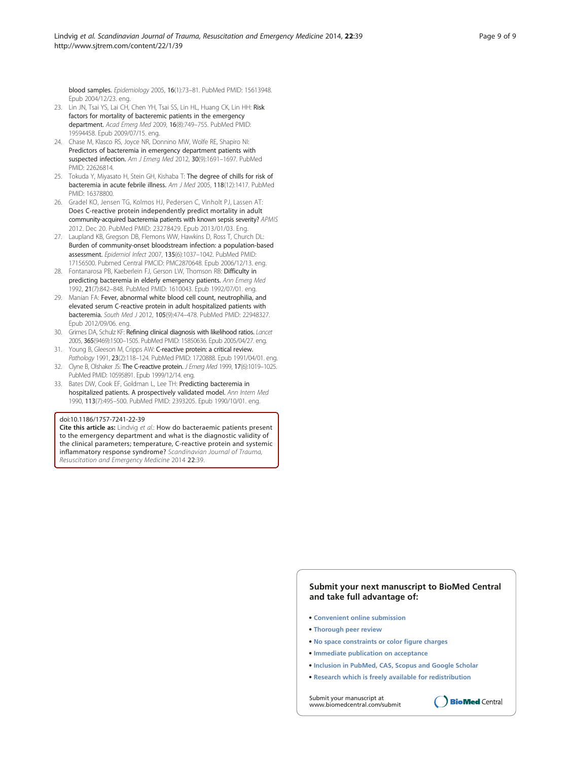blood samples. *Epidemiology* 2005, **16**(1):73–81. PubMed PMID: 15613948. Epub 2004/12/23. eng.

23. Lin JN, Tsai YS, Lai CH, Chen YH, Tsai SS, Lin HL, Huang CK, Lin HH: **Risk factors for mortality of bacteremic patients in the emergency department.** *Acad Emerg Med* 2009, **16**(8):749–755. PubMed PMID: 19594458. Epub 2009/07/15. eng.
24. Chase M, Klasco RS, Joyce NR, Donnino MW, Wolfe RE, Shapiro NI: **Predictors of bacteremia in emergency department patients with suspected infection.** *Am J Emerg Med* 2012, **30**(9):1691–1697. PubMed PMID: 22626814.
25. Tokuda Y, Miyasato H, Stein GH, Kishaba T: **The degree of chills for risk of bacteremia in acute febrile illness.** *Am J Med* 2005, **118**(12):1417. PubMed PMID: 16378800.
26. Gradel KO, Jensen TG, Kolmos HJ, Pedersen C, Vinholt PJ, Lassen AT: **Does C-reactive protein independently predict mortality in adult community-acquired bacteremia patients with known sepsis severity?** *APMIS* 2012. Dec 20. PubMed PMID: 23278429. Epub 2013/01/03. Eng.
27. Laupland KB, Gregson DB, Flemons WW, Hawkins D, Ross T, Church DL: **Burden of community-onset bloodstream infection: a population-based assessment.** *Epidemiol Infect* 2007, **135**(6):1037–1042. PubMed PMID: 17156500. Pubmed Central PMCID: PMC2870648. Epub 2006/12/13. eng.
28. Fontanarosa PB, Kaeberlein FJ, Gerson LW, Thomson RB: **Difficulty in predicting bacteremia in elderly emergency patients.** *Ann Emerg Med* 1992, **21**(7):842–848. PubMed PMID: 1610043. Epub 1992/07/01. eng.
29. Manian FA: **Fever, abnormal white blood cell count, neutrophilia, and elevated serum C-reactive protein in adult hospitalized patients with bacteremia.** *South Med J* 2012, **105**(9):474–478. PubMed PMID: 22948327. Epub 2012/09/06. eng.
30. Grimes DA, Schulz KF: **Refining clinical diagnosis with likelihood ratios.** *Lancet* 2005, **365**(9469):1500–1505. PubMed PMID: 15850636. Epub 2005/04/27. eng.
31. Young B, Gleeson M, Cripps AW: **C-reactive protein: a critical review.** *Pathology* 1991, **23**(2):118–124. PubMed PMID: 1720888. Epub 1991/04/01. eng.
32. Clyne B, Olshaker JS: **The C-reactive protein.** *J Emerg Med* 1999, **17**(6):1019–1025. PubMed PMID: 10595891. Epub 1999/12/14. eng.
33. Bates DW, Cook EF, Goldman L, Lee TH: **Predicting bacteremia in hospitalized patients. A prospectively validated model.** *Ann Intern Med* 1990, **113**(7):495–500. PubMed PMID: 2393205. Epub 1990/10/01. eng.

doi:10.1186/1757-7241-22-39

**Cite this article as:** Lindvig *et al.*: How do bacteraemic patients present to the emergency department and what is the diagnostic validity of the clinical parameters; temperature, C-reactive protein and systemic inflammatory response syndrome? *Scandinavian Journal of Trauma, Resuscitation and Emergency Medicine* 2014 **22**:39.

**Submit your next manuscript to BioMed Central and take full advantage of:**

- **Convenient online submission**
- **Thorough peer review**
- **No space constraints or color figure charges**
- **Immediate publication on acceptance**
- **Inclusion in PubMed, CAS, Scopus and Google Scholar**
- **Research which is freely available for redistribution**

Submit your manuscript at
www.biomedcentral.com/submit

BioMed Central